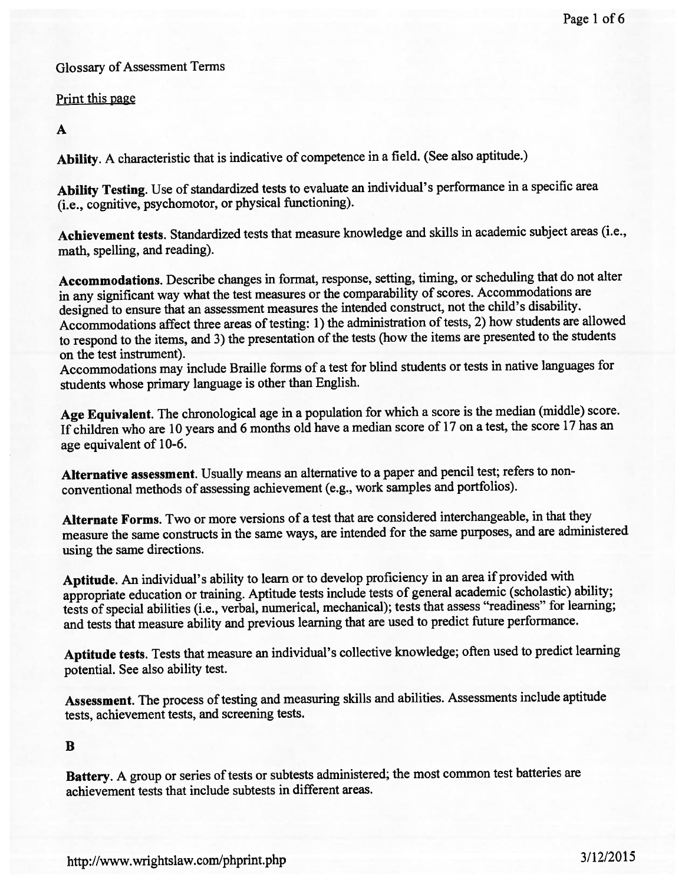Glossary of Assessment Terms

Print this page

## A

**Ability**. A characteristic that is indicative of competence in a field. (See also aptitude.)

**Ability Testing**. Use of standardized tests to evaluate an individual's performance in a specific area (i.e., cognitive, psychomotor, or physical functioning).

**Achievement tests**. Standardized tests that measure knowledge and skills in academic subject areas (i.e., math, spelling, and reading).

**Accommodations**. Describe changes in format, response, setting, timing, or scheduling that do not alter in any significant way what the test measures or the comparability of scores. Accommodations are designed to ensure that an assessment measures the intended construct, not the child's disability. Accommodations affect three areas of testing: 1) the administration of tests, 2) how students are allowed to respond to the items, and 3) the presentation of the tests (how the items are presented to the students on the test instrument).
Accommodations may include Braille forms of a test for blind students or tests in native languages for students whose primary language is other than English.

**Age Equivalent**. The chronological age in a population for which a score is the median (middle) score. If children who are 10 years and 6 months old have a median score of 17 on a test, the score 17 has an age equivalent of 10-6.

**Alternative assessment**. Usually means an alternative to a paper and pencil test; refers to non-conventional methods of assessing achievement (e.g., work samples and portfolios).

**Alternate Forms**. Two or more versions of a test that are considered interchangeable, in that they measure the same constructs in the same ways, are intended for the same purposes, and are administered using the same directions.

**Aptitude**. An individual's ability to learn or to develop proficiency in an area if provided with appropriate education or training. Aptitude tests include tests of general academic (scholastic) ability; tests of special abilities (i.e., verbal, numerical, mechanical); tests that assess "readiness" for learning; and tests that measure ability and previous learning that are used to predict future performance.

**Aptitude tests**. Tests that measure an individual's collective knowledge; often used to predict learning potential. See also ability test.

**Assessment**. The process of testing and measuring skills and abilities. Assessments include aptitude tests, achievement tests, and screening tests.

## B

**Battery**. A group or series of tests or subtests administered; the most common test batteries are achievement tests that include subtests in different areas.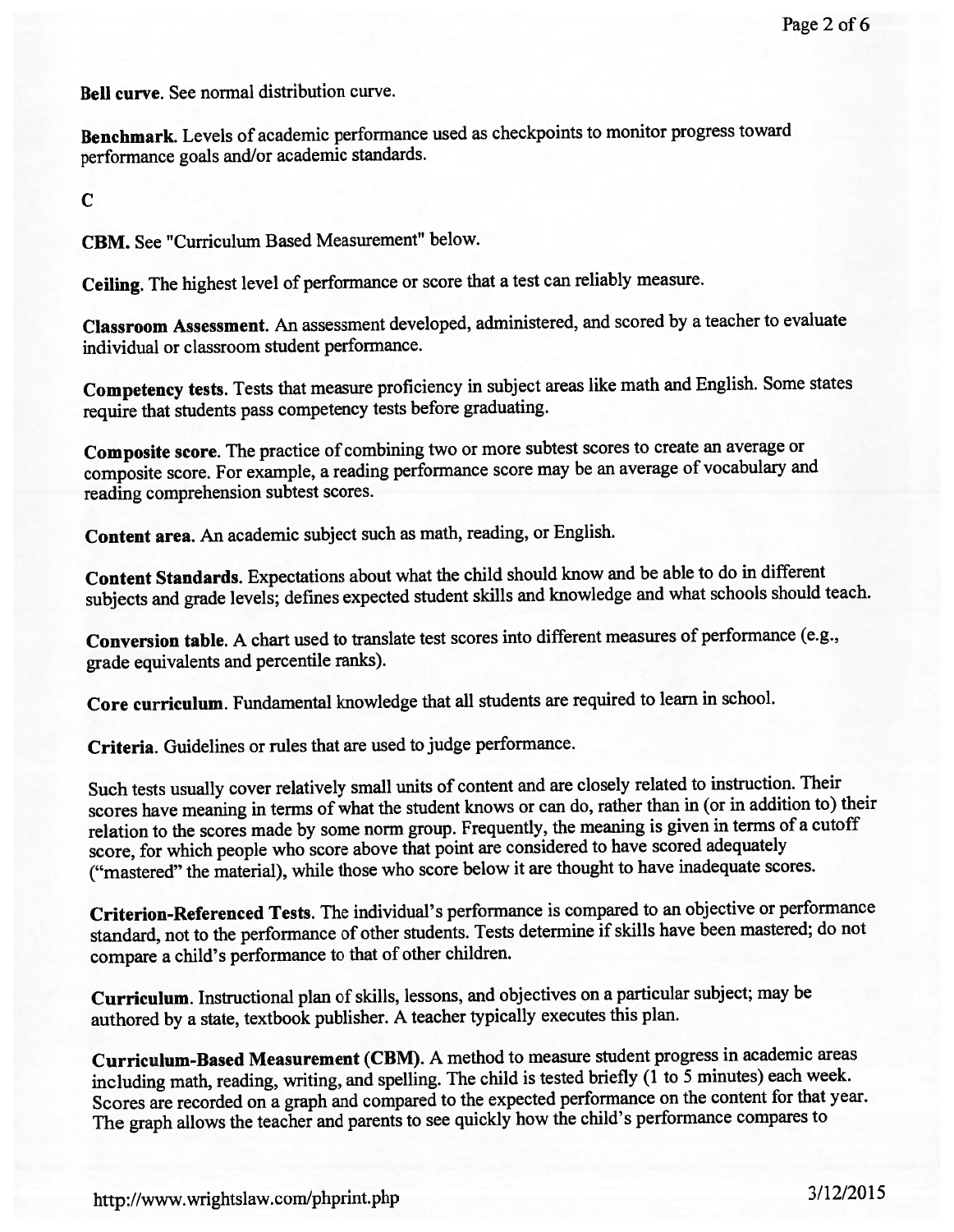**Bell curve**. See normal distribution curve.

**Benchmark**. Levels of academic performance used as checkpoints to monitor progress toward performance goals and/or academic standards.

## C

**CBM**. See "Curriculum Based Measurement" below.

**Ceiling**. The highest level of performance or score that a test can reliably measure.

**Classroom Assessment**. An assessment developed, administered, and scored by a teacher to evaluate individual or classroom student performance.

**Competency tests**. Tests that measure proficiency in subject areas like math and English. Some states require that students pass competency tests before graduating.

**Composite score**. The practice of combining two or more subtest scores to create an average or composite score. For example, a reading performance score may be an average of vocabulary and reading comprehension subtest scores.

**Content area**. An academic subject such as math, reading, or English.

**Content Standards**. Expectations about what the child should know and be able to do in different subjects and grade levels; defines expected student skills and knowledge and what schools should teach.

**Conversion table**. A chart used to translate test scores into different measures of performance (e.g., grade equivalents and percentile ranks).

**Core curriculum**. Fundamental knowledge that all students are required to learn in school.

**Criteria**. Guidelines or rules that are used to judge performance.

Such tests usually cover relatively small units of content and are closely related to instruction. Their scores have meaning in terms of what the student knows or can do, rather than in (or in addition to) their relation to the scores made by some norm group. Frequently, the meaning is given in terms of a cutoff score, for which people who score above that point are considered to have scored adequately ("mastered" the material), while those who score below it are thought to have inadequate scores.

**Criterion-Referenced Tests**. The individual's performance is compared to an objective or performance standard, not to the performance of other students. Tests determine if skills have been mastered; do not compare a child's performance to that of other children.

**Curriculum**. Instructional plan of skills, lessons, and objectives on a particular subject; may be authored by a state, textbook publisher. A teacher typically executes this plan.

**Curriculum-Based Measurement (CBM)**. A method to measure student progress in academic areas including math, reading, writing, and spelling. The child is tested briefly (1 to 5 minutes) each week. Scores are recorded on a graph and compared to the expected performance on the content for that year. The graph allows the teacher and parents to see quickly how the child's performance compares to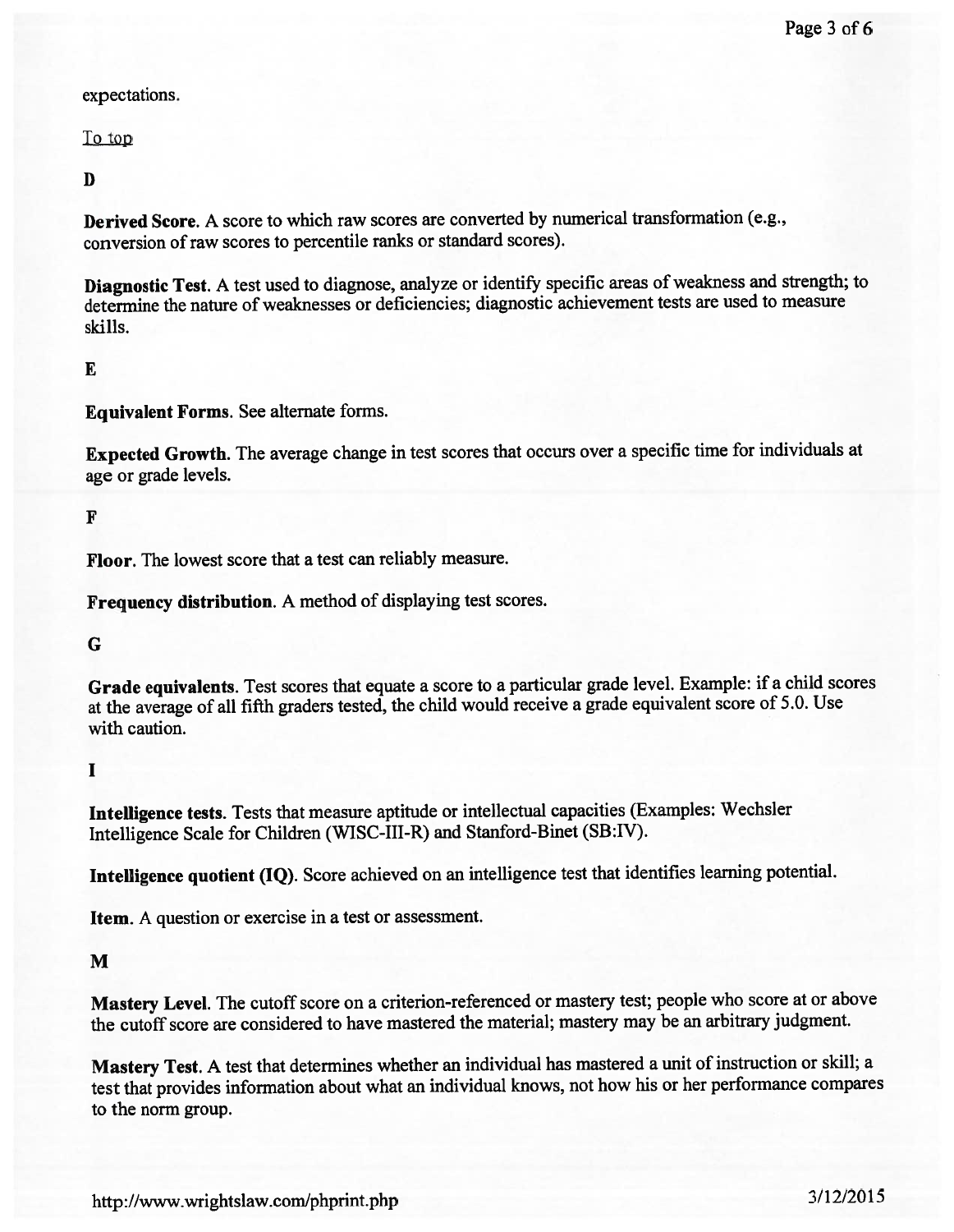expectations.

To top

## D

**Derived Score.** A score to which raw scores are converted by numerical transformation (e.g., conversion of raw scores to percentile ranks or standard scores).

**Diagnostic Test.** A test used to diagnose, analyze or identify specific areas of weakness and strength; to determine the nature of weaknesses or deficiencies; diagnostic achievement tests are used to measure skills.

## E

**Equivalent Forms.** See alternate forms.

**Expected Growth.** The average change in test scores that occurs over a specific time for individuals at age or grade levels.

## F

**Floor.** The lowest score that a test can reliably measure.

**Frequency distribution.** A method of displaying test scores.

## G

**Grade equivalents.** Test scores that equate a score to a particular grade level. Example: if a child scores at the average of all fifth graders tested, the child would receive a grade equivalent score of 5.0. Use with caution.

## I

**Intelligence tests.** Tests that measure aptitude or intellectual capacities (Examples: Wechsler Intelligence Scale for Children (WISC-III-R) and Stanford-Binet (SB:IV).

**Intelligence quotient (IQ).** Score achieved on an intelligence test that identifies learning potential.

**Item.** A question or exercise in a test or assessment.

## M

**Mastery Level.** The cutoff score on a criterion-referenced or mastery test; people who score at or above the cutoff score are considered to have mastered the material; mastery may be an arbitrary judgment.

**Mastery Test.** A test that determines whether an individual has mastered a unit of instruction or skill; a test that provides information about what an individual knows, not how his or her performance compares to the norm group.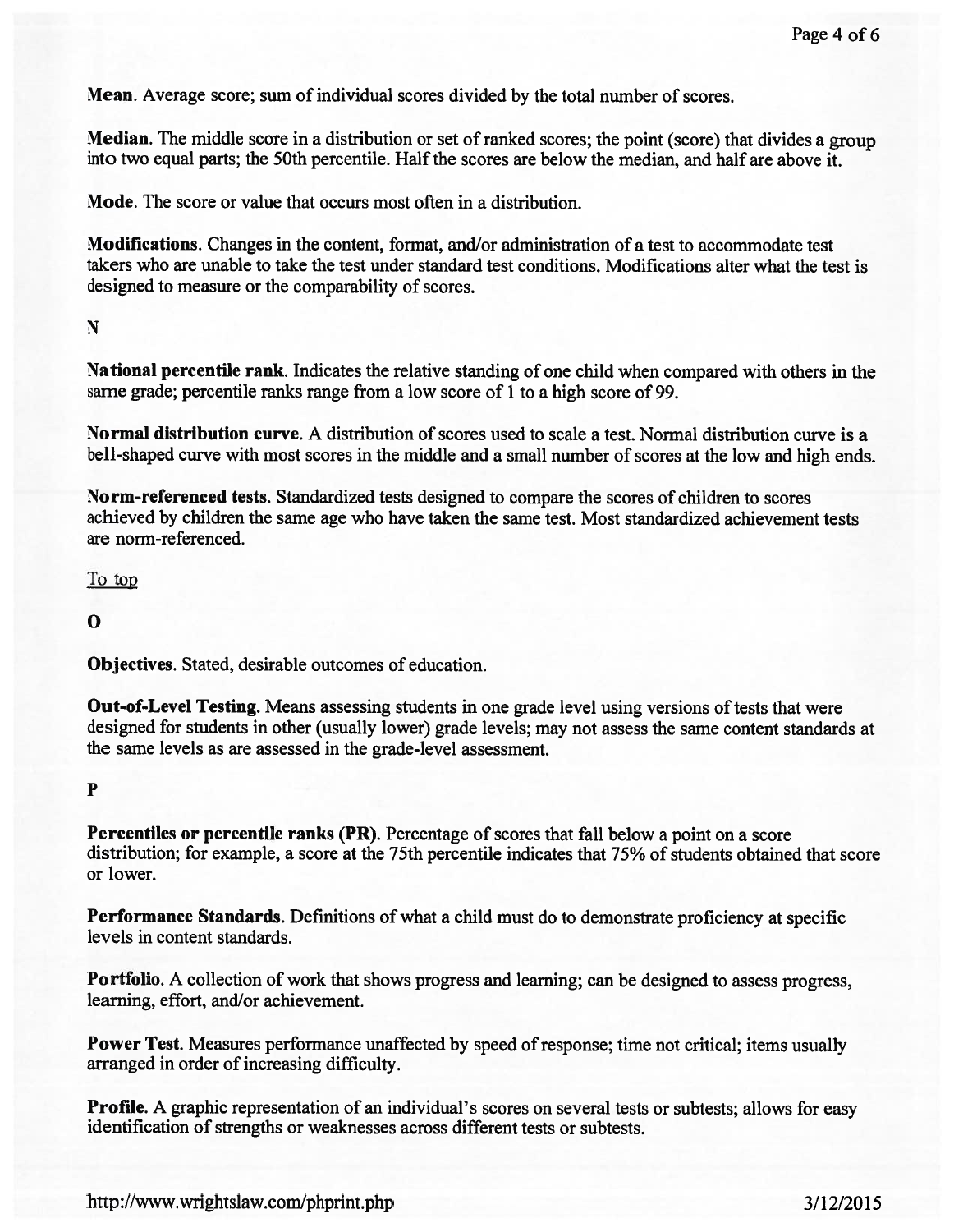**Mean**. Average score; sum of individual scores divided by the total number of scores.

**Median**. The middle score in a distribution or set of ranked scores; the point (score) that divides a group into two equal parts; the 50th percentile. Half the scores are below the median, and half are above it.

**Mode**. The score or value that occurs most often in a distribution.

**Modifications**. Changes in the content, format, and/or administration of a test to accommodate test takers who are unable to take the test under standard test conditions. Modifications alter what the test is designed to measure or the comparability of scores.

## N

**National percentile rank**. Indicates the relative standing of one child when compared with others in the same grade; percentile ranks range from a low score of 1 to a high score of 99.

**Normal distribution curve**. A distribution of scores used to scale a test. Normal distribution curve is a bell-shaped curve with most scores in the middle and a small number of scores at the low and high ends.

**Norm-referenced tests**. Standardized tests designed to compare the scores of children to scores achieved by children the same age who have taken the same test. Most standardized achievement tests are norm-referenced.

To top

## O

**Objectives**. Stated, desirable outcomes of education.

**Out-of-Level Testing**. Means assessing students in one grade level using versions of tests that were designed for students in other (usually lower) grade levels; may not assess the same content standards at the same levels as are assessed in the grade-level assessment.

## P

**Percentiles or percentile ranks (PR)**. Percentage of scores that fall below a point on a score distribution; for example, a score at the 75th percentile indicates that 75% of students obtained that score or lower.

**Performance Standards**. Definitions of what a child must do to demonstrate proficiency at specific levels in content standards.

**Portfolio**. A collection of work that shows progress and learning; can be designed to assess progress, learning, effort, and/or achievement.

**Power Test**. Measures performance unaffected by speed of response; time not critical; items usually arranged in order of increasing difficulty.

**Profile**. A graphic representation of an individual's scores on several tests or subtests; allows for easy identification of strengths or weaknesses across different tests or subtests.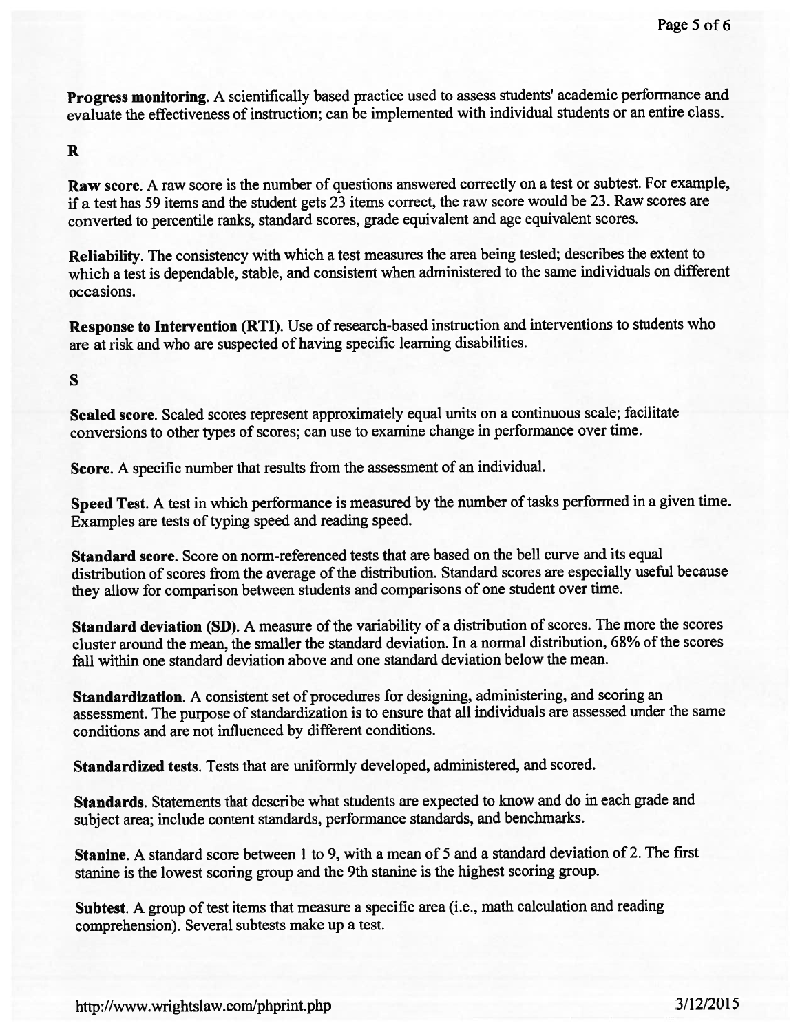**Progress monitoring**. A scientifically based practice used to assess students' academic performance and evaluate the effectiveness of instruction; can be implemented with individual students or an entire class.

## R

**Raw score**. A raw score is the number of questions answered correctly on a test or subtest. For example, if a test has 59 items and the student gets 23 items correct, the raw score would be 23. Raw scores are converted to percentile ranks, standard scores, grade equivalent and age equivalent scores.

**Reliability**. The consistency with which a test measures the area being tested; describes the extent to which a test is dependable, stable, and consistent when administered to the same individuals on different occasions.

**Response to Intervention (RTI)**. Use of research-based instruction and interventions to students who are at risk and who are suspected of having specific learning disabilities.

## S

**Scaled score**. Scaled scores represent approximately equal units on a continuous scale; facilitate conversions to other types of scores; can use to examine change in performance over time.

**Score**. A specific number that results from the assessment of an individual.

**Speed Test**. A test in which performance is measured by the number of tasks performed in a given time. Examples are tests of typing speed and reading speed.

**Standard score**. Score on norm-referenced tests that are based on the bell curve and its equal distribution of scores from the average of the distribution. Standard scores are especially useful because they allow for comparison between students and comparisons of one student over time.

**Standard deviation (SD)**. A measure of the variability of a distribution of scores. The more the scores cluster around the mean, the smaller the standard deviation. In a normal distribution, 68% of the scores fall within one standard deviation above and one standard deviation below the mean.

**Standardization**. A consistent set of procedures for designing, administering, and scoring an assessment. The purpose of standardization is to ensure that all individuals are assessed under the same conditions and are not influenced by different conditions.

**Standardized tests**. Tests that are uniformly developed, administered, and scored.

**Standards**. Statements that describe what students are expected to know and do in each grade and subject area; include content standards, performance standards, and benchmarks.

**Stanine**. A standard score between 1 to 9, with a mean of 5 and a standard deviation of 2. The first stanine is the lowest scoring group and the 9th stanine is the highest scoring group.

**Subtest**. A group of test items that measure a specific area (i.e., math calculation and reading comprehension). Several subtests make up a test.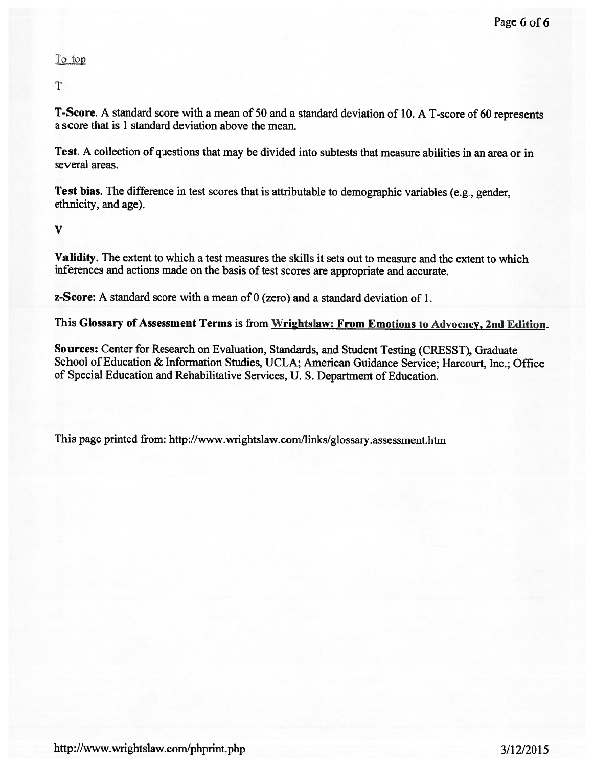To top

T

**T-Score**. A standard score with a mean of 50 and a standard deviation of 10. A T-score of 60 represents a score that is 1 standard deviation above the mean.

**Test**. A collection of questions that may be divided into subtests that measure abilities in an area or in several areas.

**Test bias**. The difference in test scores that is attributable to demographic variables (e.g., gender, ethnicity, and age).

V

**Validity**. The extent to which a test measures the skills it sets out to measure and the extent to which inferences and actions made on the basis of test scores are appropriate and accurate.

**z-Score**: A standard score with a mean of 0 (zero) and a standard deviation of 1.

This **Glossary of Assessment Terms** is from **Wrightslaw: From Emotions to Advocacy, 2nd Edition**.

**Sources:** Center for Research on Evaluation, Standards, and Student Testing (CRESST), Graduate School of Education & Information Studies, UCLA; American Guidance Service; Harcourt, Inc.; Office of Special Education and Rehabilitative Services, U. S. Department of Education.

This page printed from: http://www.wrightslaw.com/links/glossary.assessment.htm